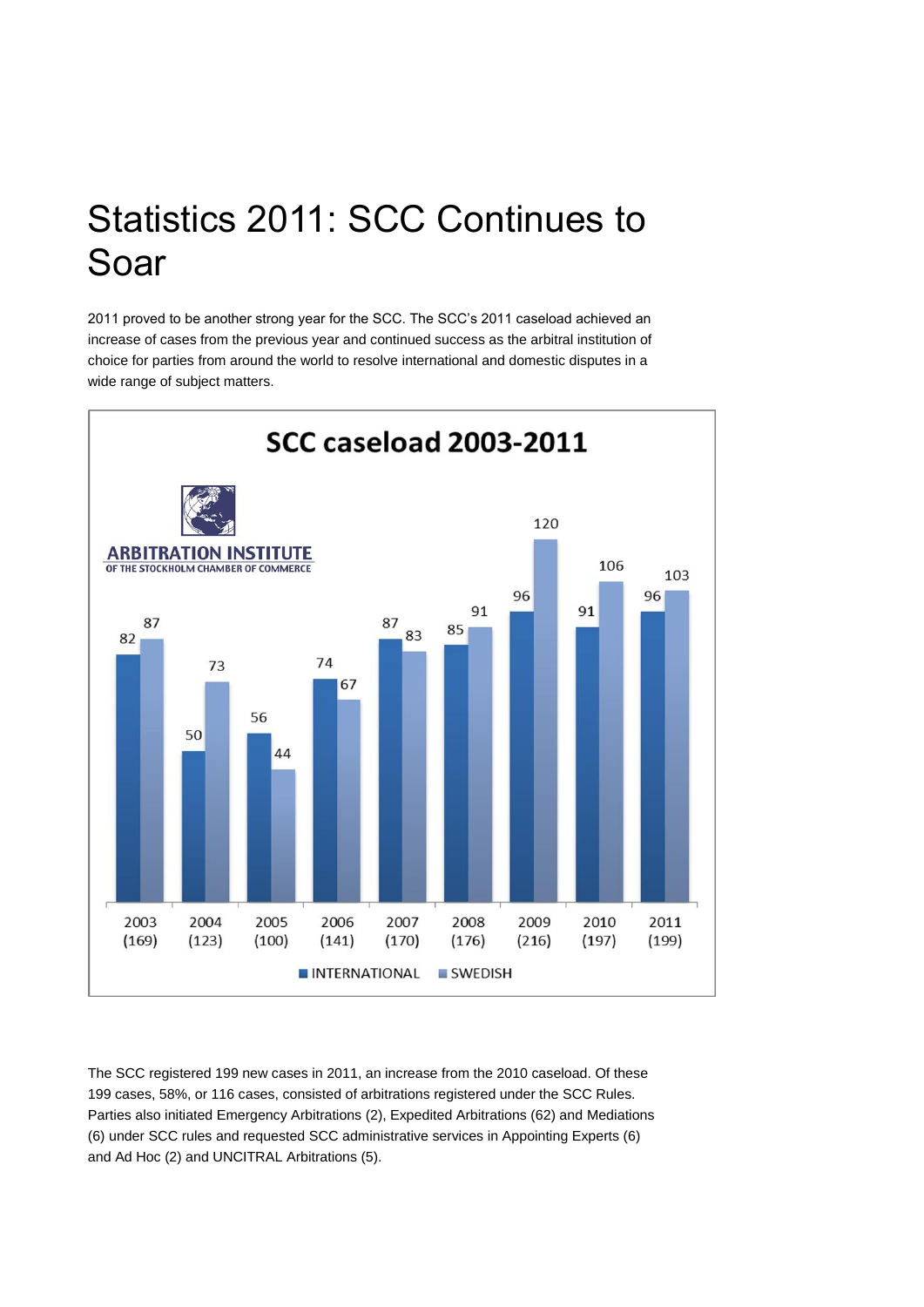# Statistics 2011: SCC Continues to Soar

2011 proved to be another strong year for the SCC. The SCC's 2011 caseload achieved an increase of cases from the previous year and continued success as the arbitral institution of choice for parties from around the world to resolve international and domestic disputes in a wide range of subject matters.

**SCC caseload 2003-2011**

ARBITRATION INSTITUTE OF THE STOCKHOLM CHAMBER OF COMMERCE

| Year (total) | International | Swedish |
|---|---|---|
| 2003 (169) | 82 | 87 |
| 2004 (123) | 50 | 73 |
| 2005 (100) | 56 | 44 |
| 2006 (141) | 74 | 67 |
| 2007 (170) | 87 | 83 |
| 2008 (176) | 85 | 91 |
| 2009 (216) | 96 | 120 |
| 2010 (197) | 91 | 106 |
| 2011 (199) | 96 | 103 |

The SCC registered 199 new cases in 2011, an increase from the 2010 caseload. Of these 199 cases, 58%, or 116 cases, consisted of arbitrations registered under the SCC Rules. Parties also initiated Emergency Arbitrations (2), Expedited Arbitrations (62) and Mediations (6) under SCC rules and requested SCC administrative services in Appointing Experts (6) and Ad Hoc (2) and UNCITRAL Arbitrations (5).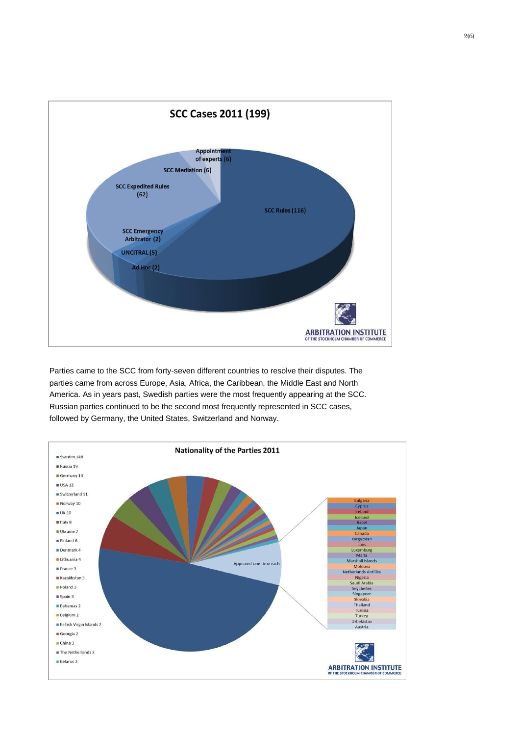**SCC Cases 2011 (199)**

- SCC Rules (116)
- SCC Expedited Rules (62)
- SCC Mediation (6)
- Appointment of experts (6)
- SCC Emergency Arbitrator (2)
- UNCITRAL (5)
- Ad Hoc (2)

ARBITRATION INSTITUTE OF THE STOCKHOLM CHAMBER OF COMMERCE

Parties came to the SCC from forty-seven different countries to resolve their disputes. The parties came from across Europe, Asia, Africa, the Caribbean, the Middle East and North America. As in years past, Swedish parties were the most frequently appearing at the SCC. Russian parties continued to be the second most frequently represented in SCC cases, followed by Germany, the United States, Switzerland and Norway.

**Nationality of the Parties 2011**

- Sweden 148
- Russia 19
- Germany 13
- USA 12
- Switzerland 11
- Norway 10
- UK 10
- Italy 8
- Ukraine 7
- Finland 6
- Denmark 4
- Lithuania 4
- France 3
- Kazakhstan 3
- Poland 3
- Spain 3
- Bahamas 2
- Belgium 2
- British Virgin Islands 2
- Georgia 2
- China 3
- The Netherlands 2
- Belarus 2

Appeared one time each:

- Bulgaria
- Cyprus
- Ireland
- Iceland
- Israel
- Japan
- Canada
- Kyrgyzstan
- Laos
- Luxemburg
- Malta
- Marshall Islands
- Moldova
- Netherlands Antilles
- Nigeria
- Saudi Arabia
- Seychelles
- Singapore
- Slovakia
- Thailand
- Tunisia
- Turkey
- Uzbekistan
- Austria

ARBITRATION INSTITUTE OF THE STOCKHOLM CHAMBER OF COMMERCE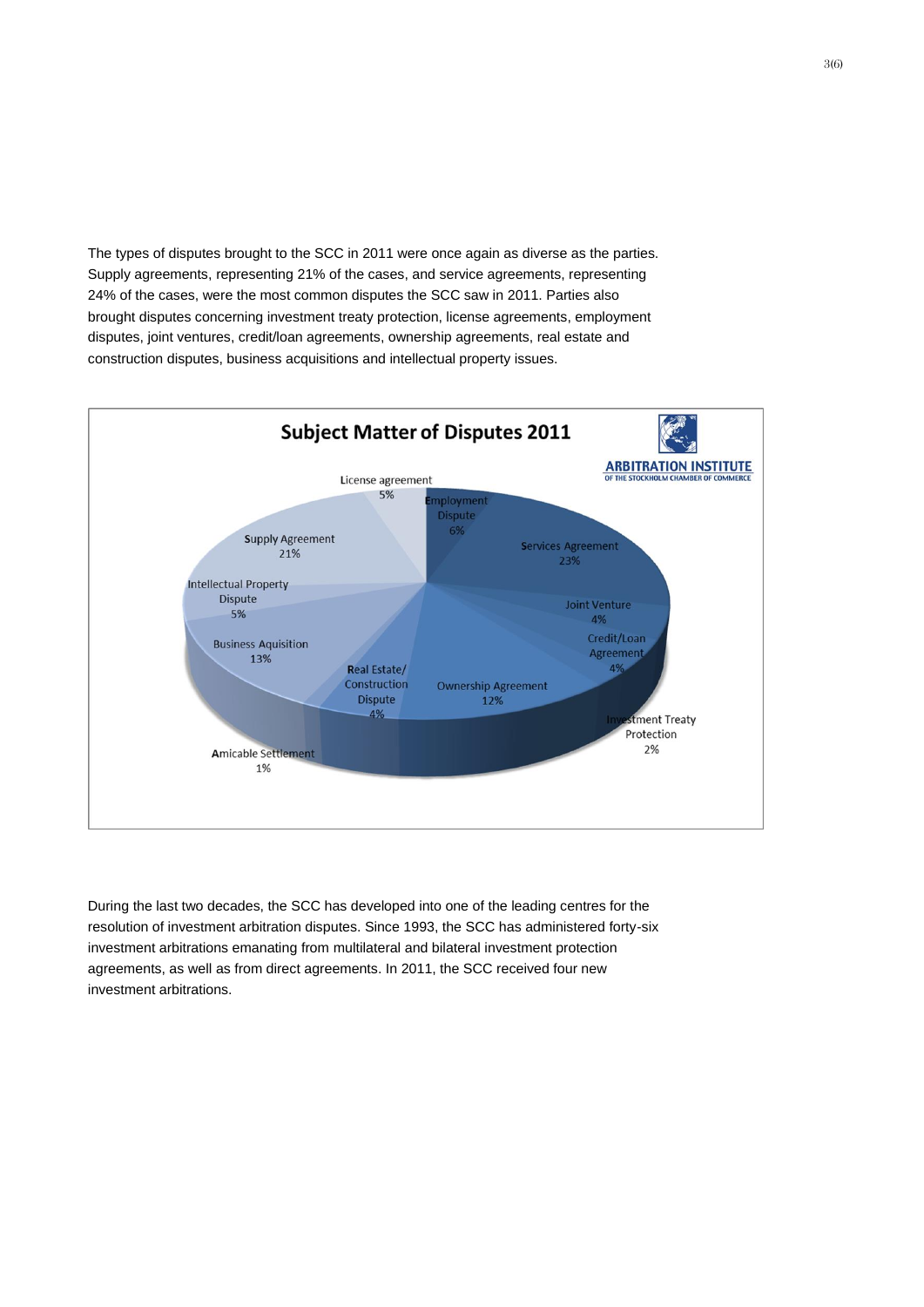The types of disputes brought to the SCC in 2011 were once again as diverse as the parties. Supply agreements, representing 21% of the cases, and service agreements, representing 24% of the cases, were the most common disputes the SCC saw in 2011. Parties also brought disputes concerning investment treaty protection, license agreements, employment disputes, joint ventures, credit/loan agreements, ownership agreements, real estate and construction disputes, business acquisitions and intellectual property issues.

**Subject Matter of Disputes 2011**

ARBITRATION INSTITUTE OF THE STOCKHOLM CHAMBER OF COMMERCE

| Subject Matter | Share |
| --- | --- |
| Services Agreement | 23% |
| Supply Agreement | 21% |
| Business Aquisition | 13% |
| Ownership Agreement | 12% |
| Employment Dispute | 6% |
| License agreement | 5% |
| Intellectual Property Dispute | 5% |
| Joint Venture | 4% |
| Credit/Loan Agreement | 4% |
| Real Estate/ Construction Dispute | 4% |
| Investment Treaty Protection | 2% |
| Amicable Settlement | 1% |

During the last two decades, the SCC has developed into one of the leading centres for the resolution of investment arbitration disputes. Since 1993, the SCC has administered forty-six investment arbitrations emanating from multilateral and bilateral investment protection agreements, as well as from direct agreements. In 2011, the SCC received four new investment arbitrations.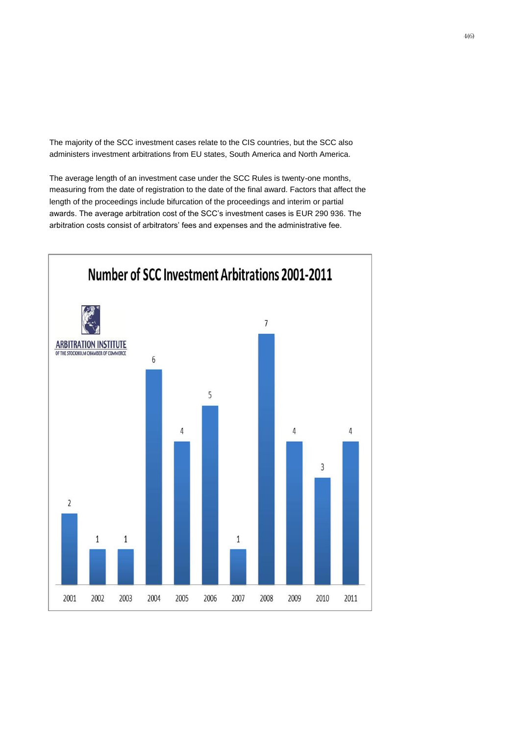The majority of the SCC investment cases relate to the CIS countries, but the SCC also administers investment arbitrations from EU states, South America and North America.

The average length of an investment case under the SCC Rules is twenty-one months, measuring from the date of registration to the date of the final award. Factors that affect the length of the proceedings include bifurcation of the proceedings and interim or partial awards. The average arbitration cost of the SCC's investment cases is EUR 290 936. The arbitration costs consist of arbitrators' fees and expenses and the administrative fee.

**Number of SCC Investment Arbitrations 2001-2011**

ARBITRATION INSTITUTE
OF THE STOCKHOLM CHAMBER OF COMMERCE

| Year | 2001 | 2002 | 2003 | 2004 | 2005 | 2006 | 2007 | 2008 | 2009 | 2010 | 2011 |
|---|---|---|---|---|---|---|---|---|---|---|---|
| Number | 2 | 1 | 1 | 6 | 4 | 5 | 1 | 7 | 4 | 3 | 4 |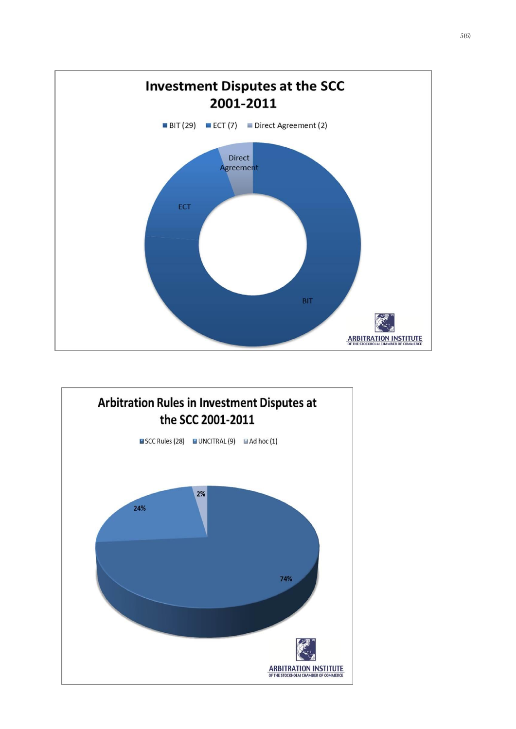## Investment Disputes at the SCC 2001-2011

BIT (29) ECT (7) Direct Agreement (2)

Direct Agreement

ECT

BIT

ARBITRATION INSTITUTE OF THE STOCKHOLM CHAMBER OF COMMERCE

## Arbitration Rules in Investment Disputes at the SCC 2001-2011

SCC Rules (28) UNCITRAL (9) Ad hoc (1)

2%

24%

74%

ARBITRATION INSTITUTE OF THE STOCKHOLM CHAMBER OF COMMERCE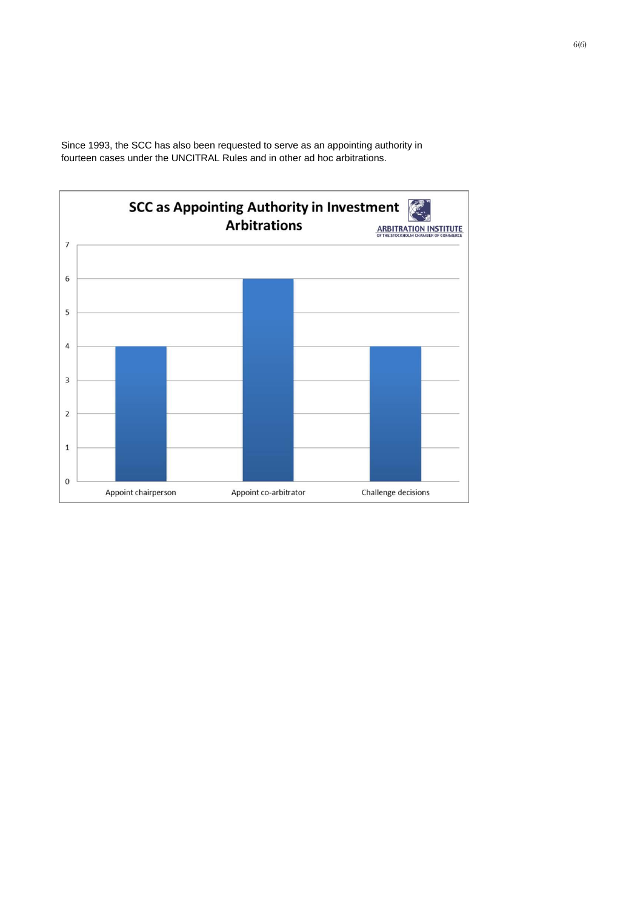Since 1993, the SCC has also been requested to serve as an appointing authority in fourteen cases under the UNCITRAL Rules and in other ad hoc arbitrations.

SCC as Appointing Authority in Investment Arbitrations

ARBITRATION INSTITUTE
OF THE STOCKHOLM CHAMBER OF COMMERCE

7
6
5
4
3
2
1
0

Appoint chairperson
Appoint co-arbitrator
Challenge decisions